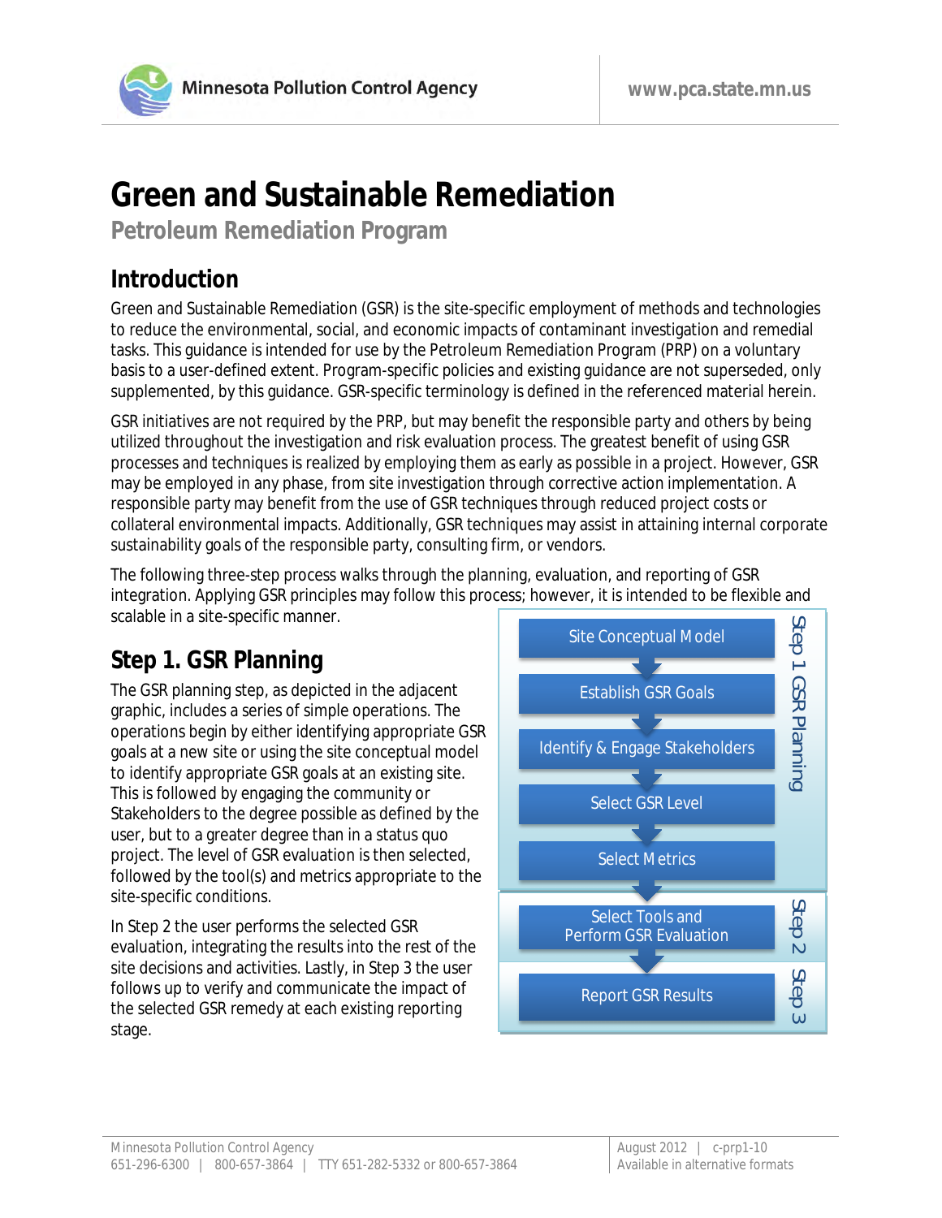# Green and Sustainable Remediation

**Petroleum Remediation Program**

## Introduction

Green and Sustainable Remediation (GSR) is the site-specific employment of methods and technologies to reduce the environmental, social, and economic impacts of contaminant investigation and remedial tasks. This guidance is intended for use by the Petroleum Remediation Program (PRP) on a voluntary basis to a user-defined extent. Program-specific policies and existing guidance are not superseded, only supplemented, by this guidance. GSR-specific terminology is defined in the referenced material herein.

GSR initiatives are not required by the PRP, but may benefit the responsible party and others by being utilized throughout the investigation and risk evaluation process. The greatest benefit of using GSR processes and techniques is realized by employing them as early as possible in a project. However, GSR may be employed in any phase, from site investigation through corrective action implementation. A responsible party may benefit from the use of GSR techniques through reduced project costs or collateral environmental impacts. Additionally, GSR techniques may assist in attaining internal corporate sustainability goals of the responsible party, consulting firm, or vendors.

The following three-step process walks through the planning, evaluation, and reporting of GSR integration. Applying GSR principles may follow this process; however, it is intended to be flexible and scalable in a site-specific manner.

## Step 1. GSR Planning

The GSR planning step, as depicted in the adjacent graphic, includes a series of simple operations. The operations begin by either identifying appropriate GSR goals at a new site or using the site conceptual model to identify appropriate GSR goals at an existing site. This is followed by engaging the community or Stakeholders to the degree possible as defined by the user, but to a greater degree than in a status quo project. The level of GSR evaluation is then selected, followed by the tool(s) and metrics appropriate to the site-specific conditions.

In Step 2 the user performs the selected GSR evaluation, integrating the results into the rest of the site decisions and activities. Lastly, in Step 3 the user follows up to verify and communicate the impact of the selected GSR remedy at each existing reporting stage.

**Step 1 GSR Planning**
- Site Conceptual Model
- Establish GSR Goals
- Identify & Engage Stakeholders
- Select GSR Level
- Select Metrics

**Step 2**
- Select Tools and Perform GSR Evaluation

**Step 3**
- Report GSR Results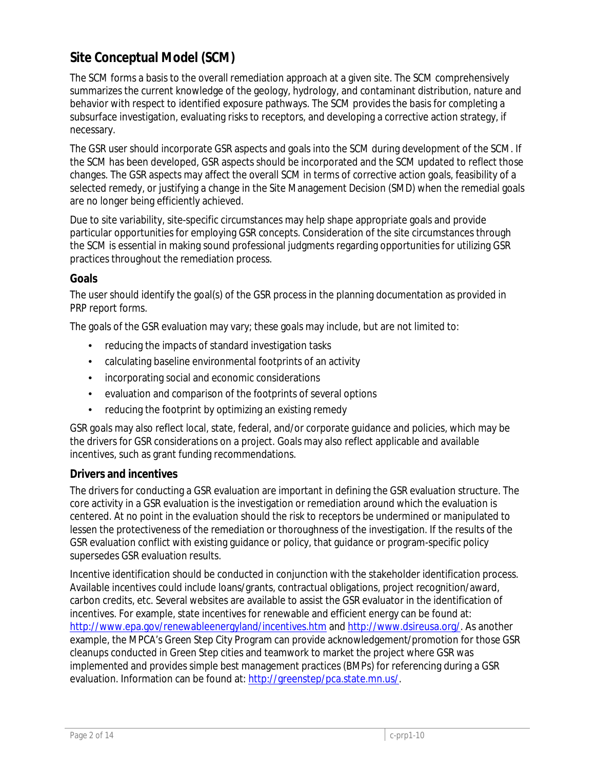## Site Conceptual Model (SCM)

The SCM forms a basis to the overall remediation approach at a given site. The SCM comprehensively summarizes the current knowledge of the geology, hydrology, and contaminant distribution, nature and behavior with respect to identified exposure pathways. The SCM provides the basis for completing a subsurface investigation, evaluating risks to receptors, and developing a corrective action strategy, if necessary.

The GSR user should incorporate GSR aspects and goals into the SCM during development of the SCM. If the SCM has been developed, GSR aspects should be incorporated and the SCM updated to reflect those changes. The GSR aspects may affect the overall SCM in terms of corrective action goals, feasibility of a selected remedy, or justifying a change in the Site Management Decision (SMD) when the remedial goals are no longer being efficiently achieved.

Due to site variability, site-specific circumstances may help shape appropriate goals and provide particular opportunities for employing GSR concepts. Consideration of the site circumstances through the SCM is essential in making sound professional judgments regarding opportunities for utilizing GSR practices throughout the remediation process.

### Goals

The user should identify the goal(s) of the GSR process in the planning documentation as provided in PRP report forms.

The goals of the GSR evaluation may vary; these goals may include, but are not limited to:

- reducing the impacts of standard investigation tasks
- calculating baseline environmental footprints of an activity
- incorporating social and economic considerations
- evaluation and comparison of the footprints of several options
- reducing the footprint by optimizing an existing remedy

GSR goals may also reflect local, state, federal, and/or corporate guidance and policies, which may be the drivers for GSR considerations on a project. Goals may also reflect applicable and available incentives, such as grant funding recommendations.

### Drivers and incentives

The drivers for conducting a GSR evaluation are important in defining the GSR evaluation structure. The core activity in a GSR evaluation is the investigation or remediation around which the evaluation is centered. At no point in the evaluation should the risk to receptors be undermined or manipulated to lessen the protectiveness of the remediation or thoroughness of the investigation. If the results of the GSR evaluation conflict with existing guidance or policy, that guidance or program-specific policy supersedes GSR evaluation results.

Incentive identification should be conducted in conjunction with the stakeholder identification process. Available incentives could include loans/grants, contractual obligations, project recognition/award, carbon credits, etc. Several websites are available to assist the GSR evaluator in the identification of incentives. For example, state incentives for renewable and efficient energy can be found at: http://www.epa.gov/renewableenergyland/incentives.htm and http://www.dsireusa.org/. As another example, the MPCA's Green Step City Program can provide acknowledgement/promotion for those GSR cleanups conducted in Green Step cities and teamwork to market the project where GSR was implemented and provides simple best management practices (BMPs) for referencing during a GSR evaluation. Information can be found at: http://greenstep/pca.state.mn.us/.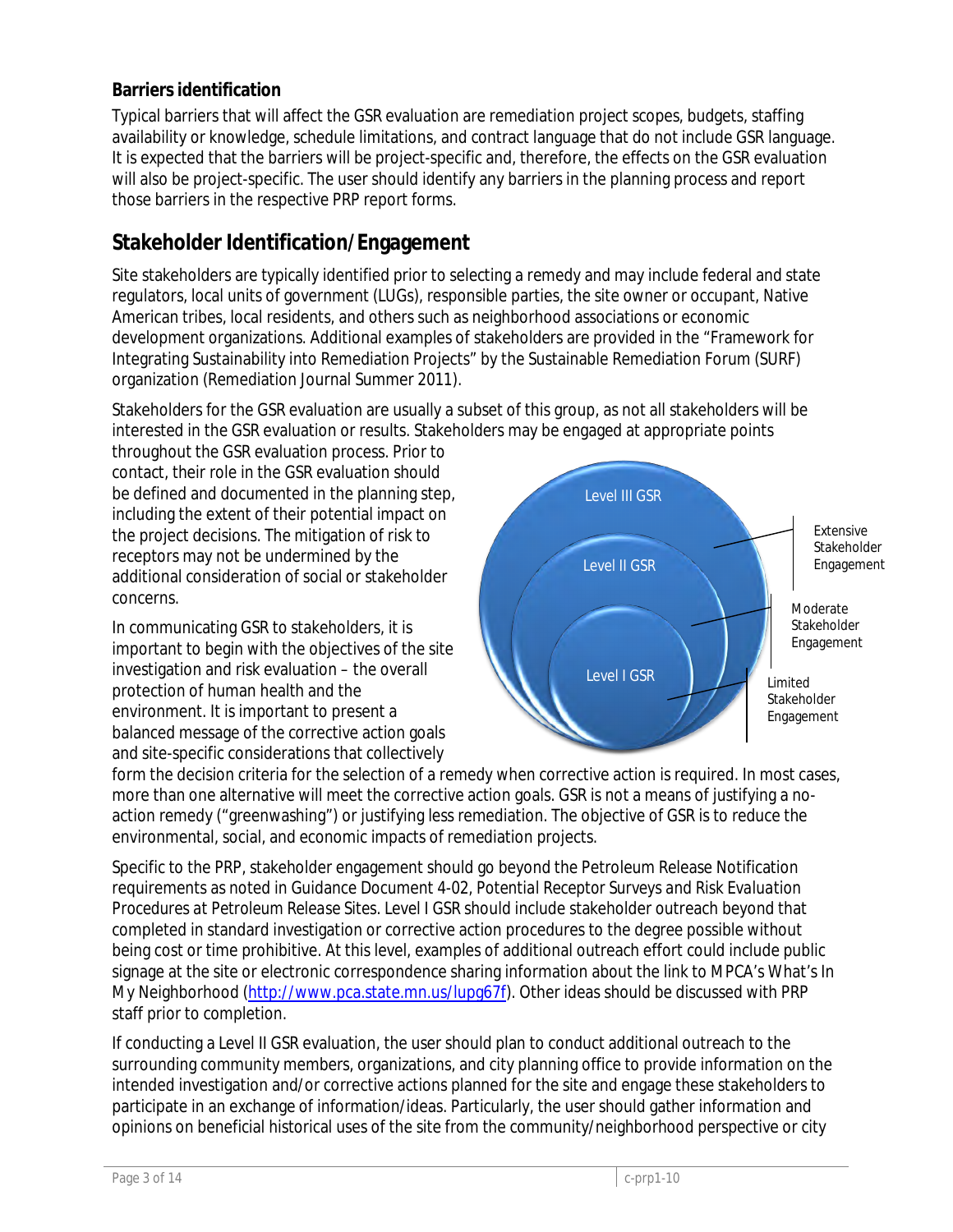### Barriers identification

Typical barriers that will affect the GSR evaluation are remediation project scopes, budgets, staffing availability or knowledge, schedule limitations, and contract language that do not include GSR language. It is expected that the barriers will be project-specific and, therefore, the effects on the GSR evaluation will also be project-specific. The user should identify any barriers in the planning process and report those barriers in the respective PRP report forms.

## Stakeholder Identification/Engagement

Site stakeholders are typically identified prior to selecting a remedy and may include federal and state regulators, local units of government (LUGs), responsible parties, the site owner or occupant, Native American tribes, local residents, and others such as neighborhood associations or economic development organizations. Additional examples of stakeholders are provided in the "Framework for Integrating Sustainability into Remediation Projects" by the Sustainable Remediation Forum (SURF) organization (Remediation Journal Summer 2011).

Stakeholders for the GSR evaluation are usually a subset of this group, as not all stakeholders will be interested in the GSR evaluation or results. Stakeholders may be engaged at appropriate points throughout the GSR evaluation process. Prior to contact, their role in the GSR evaluation should be defined and documented in the planning step, including the extent of their potential impact on the project decisions. The mitigation of risk to receptors may not be undermined by the additional consideration of social or stakeholder concerns.

In communicating GSR to stakeholders, it is important to begin with the objectives of the site investigation and risk evaluation – the overall protection of human health and the environment. It is important to present a balanced message of the corrective action goals and site-specific considerations that collectively form the decision criteria for the selection of a remedy when corrective action is required. In most cases, more than one alternative will meet the corrective action goals. GSR is not a means of justifying a no-action remedy ("greenwashing") or justifying less remediation. The objective of GSR is to reduce the environmental, social, and economic impacts of remediation projects.

Level III GSR — Extensive Stakeholder Engagement

Level II GSR — Moderate Stakeholder Engagement

Level I GSR — Limited Stakeholder Engagement

Specific to the PRP, stakeholder engagement should go beyond the Petroleum Release Notification requirements as noted in Guidance Document 4-02, *Potential Receptor Surveys and Risk Evaluation Procedures at Petroleum Release Sites*. Level I GSR should include stakeholder outreach beyond that completed in standard investigation or corrective action procedures to the degree possible without being cost or time prohibitive. At this level, examples of additional outreach effort could include public signage at the site or electronic correspondence sharing information about the link to MPCA's What's In My Neighborhood (http://www.pca.state.mn.us/lupg67f). Other ideas should be discussed with PRP staff prior to completion.

If conducting a Level II GSR evaluation, the user should plan to conduct additional outreach to the surrounding community members, organizations, and city planning office to provide information on the intended investigation and/or corrective actions planned for the site and engage these stakeholders to participate in an exchange of information/ideas. Particularly, the user should gather information and opinions on beneficial historical uses of the site from the community/neighborhood perspective or city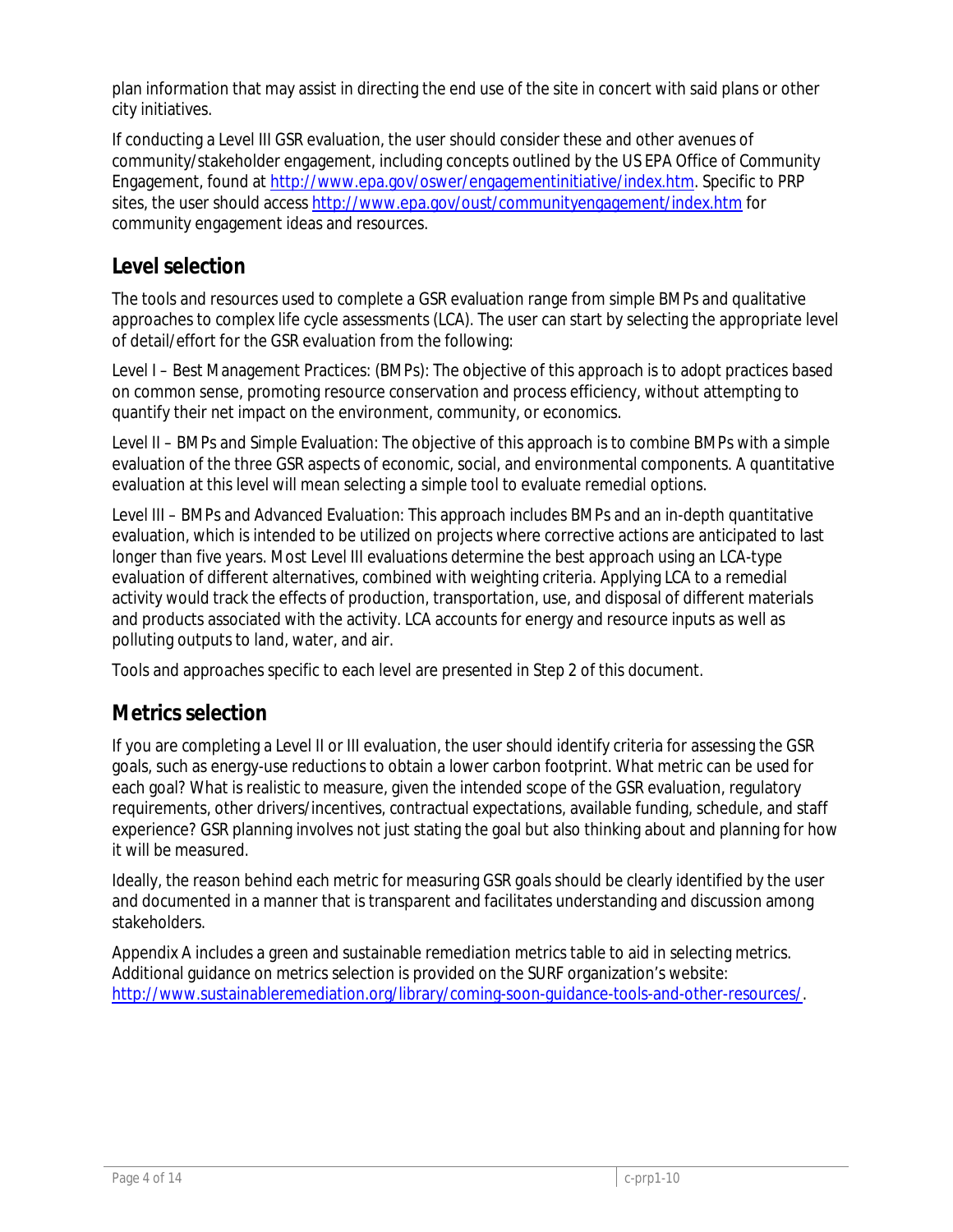plan information that may assist in directing the end use of the site in concert with said plans or other city initiatives.

If conducting a Level III GSR evaluation, the user should consider these and other avenues of community/stakeholder engagement, including concepts outlined by the US EPA Office of Community Engagement, found at http://www.epa.gov/oswer/engagementinitiative/index.htm. Specific to PRP sites, the user should access http://www.epa.gov/oust/communityengagement/index.htm for community engagement ideas and resources.

## Level selection

The tools and resources used to complete a GSR evaluation range from simple BMPs and qualitative approaches to complex life cycle assessments (LCA). The user can start by selecting the appropriate level of detail/effort for the GSR evaluation from the following:

Level I – Best Management Practices: (BMPs): The objective of this approach is to adopt practices based on common sense, promoting resource conservation and process efficiency, without attempting to quantify their net impact on the environment, community, or economics.

Level II – BMPs and Simple Evaluation: The objective of this approach is to combine BMPs with a simple evaluation of the three GSR aspects of economic, social, and environmental components. A quantitative evaluation at this level will mean selecting a simple tool to evaluate remedial options.

Level III – BMPs and Advanced Evaluation: This approach includes BMPs and an in-depth quantitative evaluation, which is intended to be utilized on projects where corrective actions are anticipated to last longer than five years. Most Level III evaluations determine the best approach using an LCA-type evaluation of different alternatives, combined with weighting criteria. Applying LCA to a remedial activity would track the effects of production, transportation, use, and disposal of different materials and products associated with the activity. LCA accounts for energy and resource inputs as well as polluting outputs to land, water, and air.

Tools and approaches specific to each level are presented in Step 2 of this document.

## Metrics selection

If you are completing a Level II or III evaluation, the user should identify criteria for assessing the GSR goals, such as energy-use reductions to obtain a lower carbon footprint. What metric can be used for each goal? What is realistic to measure, given the intended scope of the GSR evaluation, regulatory requirements, other drivers/incentives, contractual expectations, available funding, schedule, and staff experience? GSR planning involves not just stating the goal but also thinking about and planning for how it will be measured.

Ideally, the reason behind each metric for measuring GSR goals should be clearly identified by the user and documented in a manner that is transparent and facilitates understanding and discussion among stakeholders.

Appendix A includes a green and sustainable remediation metrics table to aid in selecting metrics. Additional guidance on metrics selection is provided on the SURF organization's website: http://www.sustainableremediation.org/library/coming-soon-guidance-tools-and-other-resources/.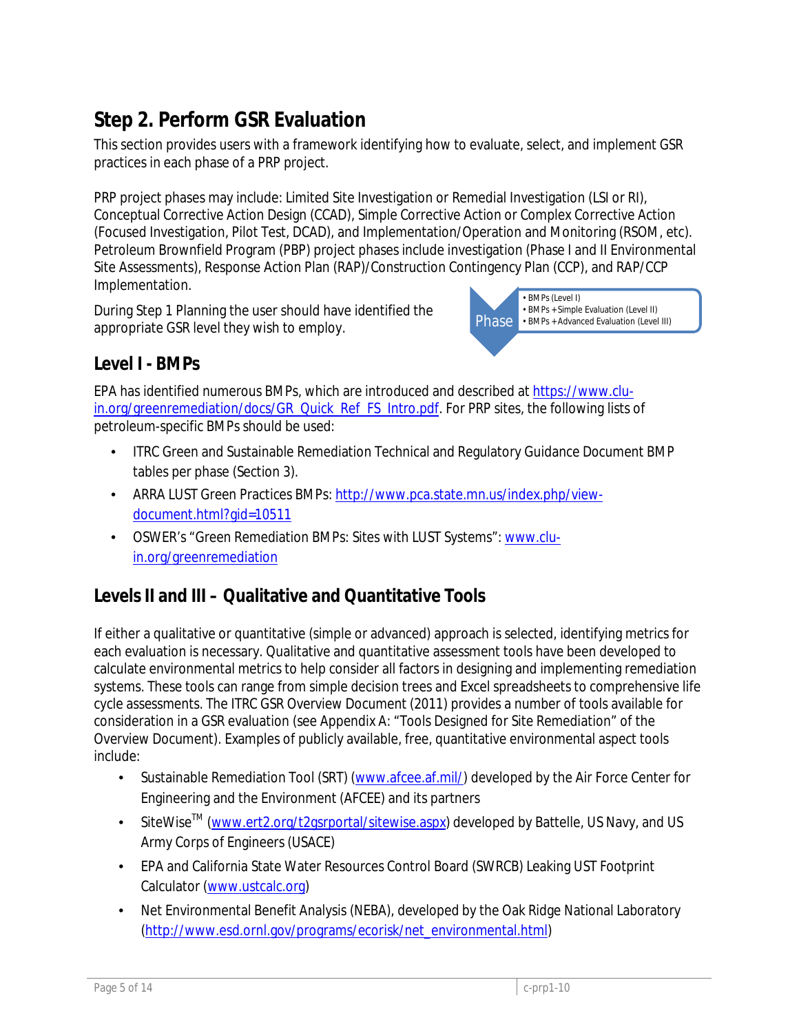# Step 2. Perform GSR Evaluation

This section provides users with a framework identifying how to evaluate, select, and implement GSR practices in each phase of a PRP project.

PRP project phases may include: Limited Site Investigation or Remedial Investigation (LSI or RI), Conceptual Corrective Action Design (CCAD), Simple Corrective Action or Complex Corrective Action (Focused Investigation, Pilot Test, DCAD), and Implementation/Operation and Monitoring (RSOM, etc). Petroleum Brownfield Program (PBP) project phases include investigation (Phase I and II Environmental Site Assessments), Response Action Plan (RAP)/Construction Contingency Plan (CCP), and RAP/CCP Implementation.

During Step 1 Planning the user should have identified the appropriate GSR level they wish to employ.

Phase
- BMPs (Level I)
- BMPs + Simple Evaluation (Level II)
- BMPs + Advanced Evaluation (Level III)

## Level I - BMPs

EPA has identified numerous BMPs, which are introduced and described at https://www.clu-in.org/greenremediation/docs/GR_Quick_Ref_FS_Intro.pdf. For PRP sites, the following lists of petroleum-specific BMPs should be used:

- ITRC Green and Sustainable Remediation Technical and Regulatory Guidance Document BMP tables per phase (Section 3).
- ARRA LUST Green Practices BMPs: http://www.pca.state.mn.us/index.php/view-document.html?gid=10511
- OSWER's "Green Remediation BMPs: Sites with LUST Systems": www.clu-in.org/greenremediation

## Levels II and III – Qualitative and Quantitative Tools

If either a qualitative or quantitative (simple or advanced) approach is selected, identifying metrics for each evaluation is necessary. Qualitative and quantitative assessment tools have been developed to calculate environmental metrics to help consider all factors in designing and implementing remediation systems. These tools can range from simple decision trees and Excel spreadsheets to comprehensive life cycle assessments. The ITRC GSR Overview Document (2011) provides a number of tools available for consideration in a GSR evaluation (see Appendix A: "Tools Designed for Site Remediation" of the Overview Document). Examples of publicly available, free, quantitative environmental aspect tools include:

- Sustainable Remediation Tool (SRT) (www.afcee.af.mil/) developed by the Air Force Center for Engineering and the Environment (AFCEE) and its partners
- SiteWise™ (www.ert2.org/t2gsrportal/sitewise.aspx) developed by Battelle, US Navy, and US Army Corps of Engineers (USACE)
- EPA and California State Water Resources Control Board (SWRCB) Leaking UST Footprint Calculator (www.ustcalc.org)
- Net Environmental Benefit Analysis (NEBA), developed by the Oak Ridge National Laboratory (http://www.esd.ornl.gov/programs/ecorisk/net_environmental.html)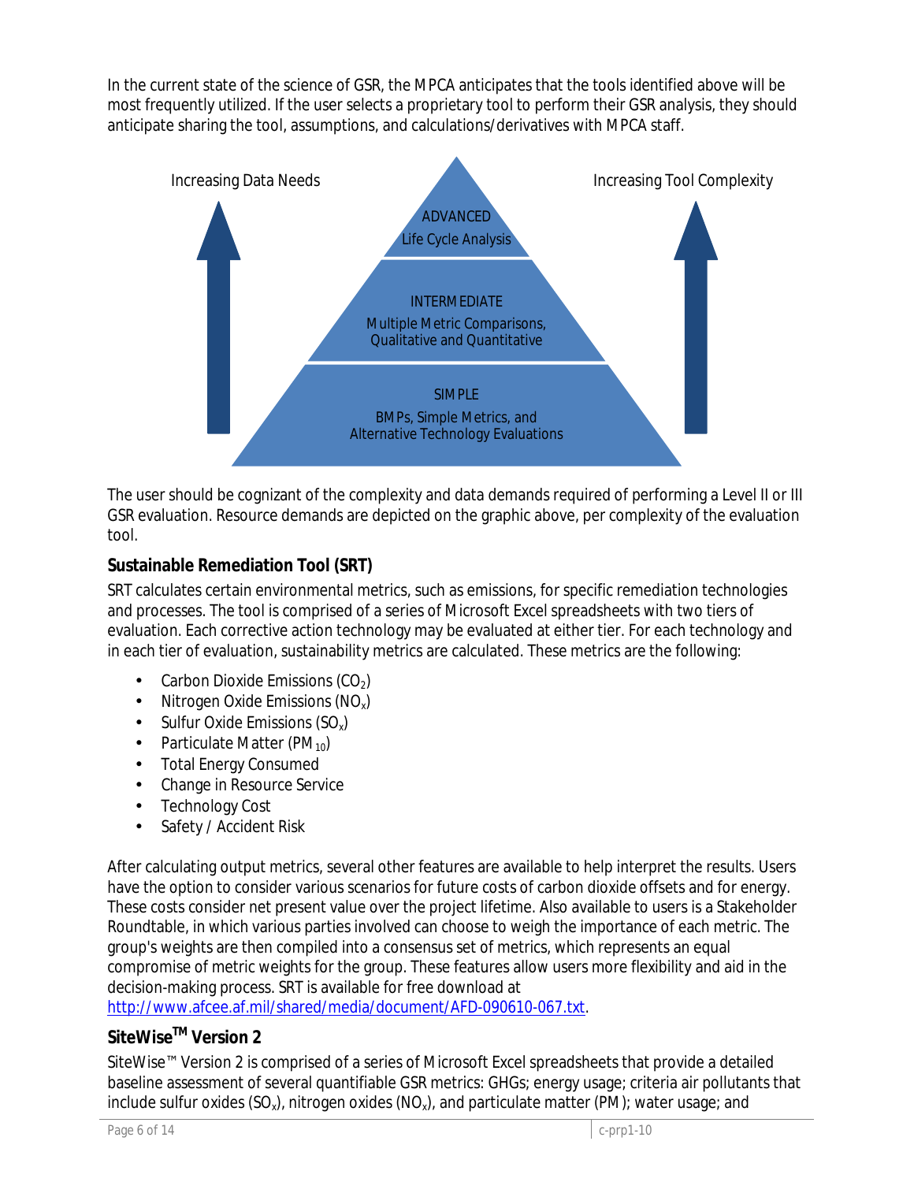In the current state of the science of GSR, the MPCA anticipates that the tools identified above will be most frequently utilized. If the user selects a proprietary tool to perform their GSR analysis, they should anticipate sharing the tool, assumptions, and calculations/derivatives with MPCA staff.

Increasing Data Needs

Increasing Tool Complexity

ADVANCED
Life Cycle Analysis

INTERMEDIATE
Multiple Metric Comparisons, Qualitative and Quantitative

SIMPLE
BMPs, Simple Metrics, and Alternative Technology Evaluations

The user should be cognizant of the complexity and data demands required of performing a Level II or III GSR evaluation. Resource demands are depicted on the graphic above, per complexity of the evaluation tool.

### Sustainable Remediation Tool (SRT)

SRT calculates certain environmental metrics, such as emissions, for specific remediation technologies and processes. The tool is comprised of a series of Microsoft Excel spreadsheets with two tiers of evaluation. Each corrective action technology may be evaluated at either tier. For each technology and in each tier of evaluation, sustainability metrics are calculated. These metrics are the following:

- Carbon Dioxide Emissions ($CO_2$)
- Nitrogen Oxide Emissions ($NO_x$)
- Sulfur Oxide Emissions ($SO_x$)
- Particulate Matter ($PM_{10}$)
- Total Energy Consumed
- Change in Resource Service
- Technology Cost
- Safety / Accident Risk

After calculating output metrics, several other features are available to help interpret the results. Users have the option to consider various scenarios for future costs of carbon dioxide offsets and for energy. These costs consider net present value over the project lifetime. Also available to users is a Stakeholder Roundtable, in which various parties involved can choose to weigh the importance of each metric. The group's weights are then compiled into a consensus set of metrics, which represents an equal compromise of metric weights for the group. These features allow users more flexibility and aid in the decision-making process. SRT is available for free download at http://www.afcee.af.mil/shared/media/document/AFD-090610-067.txt.

### SiteWise™ Version 2

SiteWise™ Version 2 is comprised of a series of Microsoft Excel spreadsheets that provide a detailed baseline assessment of several quantifiable GSR metrics: GHGs; energy usage; criteria air pollutants that include sulfur oxides ($SO_x$), nitrogen oxides ($NO_x$), and particulate matter (PM); water usage; and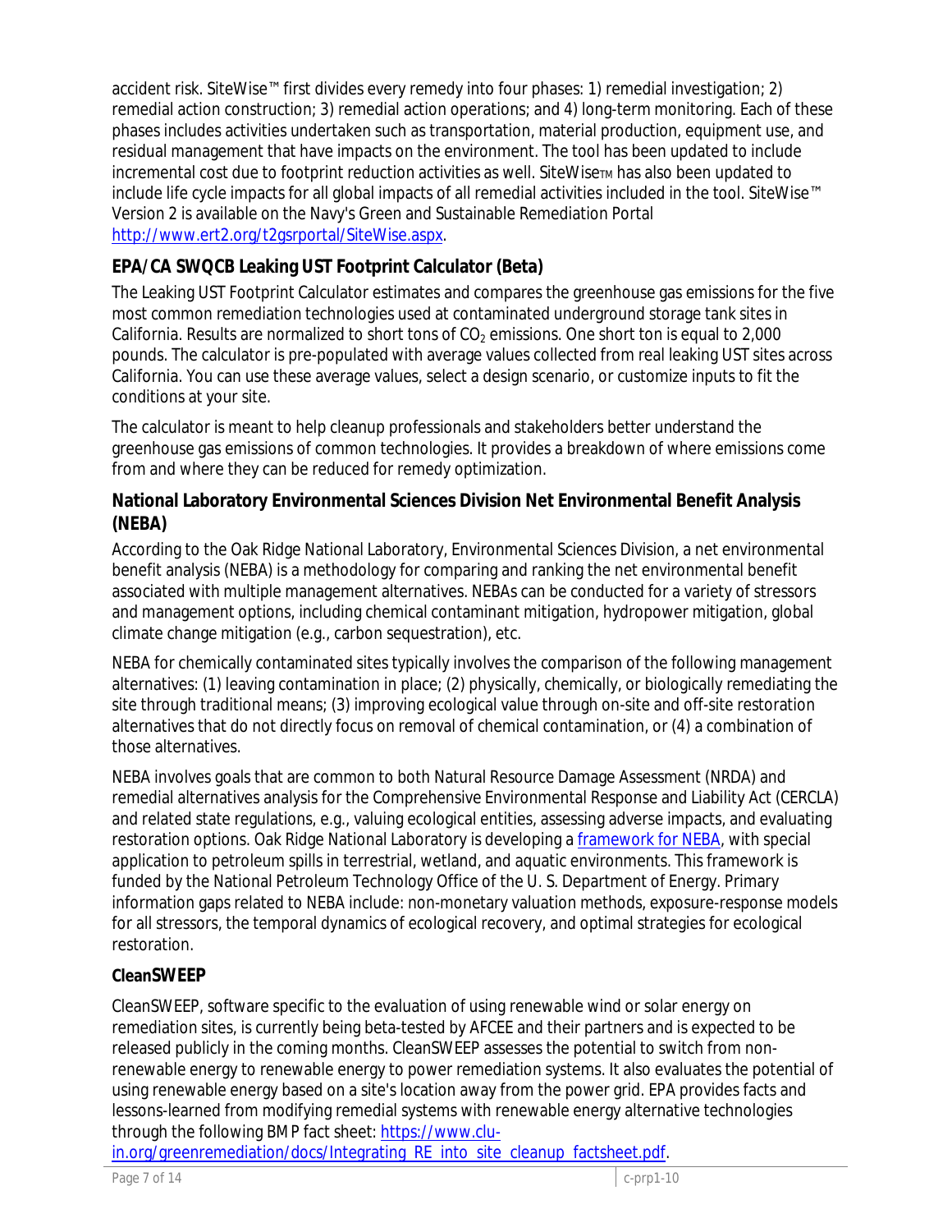accident risk. SiteWise™ first divides every remedy into four phases: 1) remedial investigation; 2) remedial action construction; 3) remedial action operations; and 4) long-term monitoring. Each of these phases includes activities undertaken such as transportation, material production, equipment use, and residual management that have impacts on the environment. The tool has been updated to include incremental cost due to footprint reduction activities as well. SiteWise™ has also been updated to include life cycle impacts for all global impacts of all remedial activities included in the tool. SiteWise™ Version 2 is available on the Navy's Green and Sustainable Remediation Portal http://www.ert2.org/t2gsrportal/SiteWise.aspx.

### EPA/CA SWQCB Leaking UST Footprint Calculator (Beta)

The Leaking UST Footprint Calculator estimates and compares the greenhouse gas emissions for the five most common remediation technologies used at contaminated underground storage tank sites in California. Results are normalized to short tons of $CO_2$ emissions. One short ton is equal to 2,000 pounds. The calculator is pre-populated with average values collected from real leaking UST sites across California. You can use these average values, select a design scenario, or customize inputs to fit the conditions at your site.

The calculator is meant to help cleanup professionals and stakeholders better understand the greenhouse gas emissions of common technologies. It provides a breakdown of where emissions come from and where they can be reduced for remedy optimization.

### National Laboratory Environmental Sciences Division Net Environmental Benefit Analysis (NEBA)

According to the Oak Ridge National Laboratory, Environmental Sciences Division, a net environmental benefit analysis (NEBA) is a methodology for comparing and ranking the net environmental benefit associated with multiple management alternatives. NEBAs can be conducted for a variety of stressors and management options, including chemical contaminant mitigation, hydropower mitigation, global climate change mitigation (e.g., carbon sequestration), etc.

NEBA for chemically contaminated sites typically involves the comparison of the following management alternatives: (1) leaving contamination in place; (2) physically, chemically, or biologically remediating the site through traditional means; (3) improving ecological value through on-site and off-site restoration alternatives that do not directly focus on removal of chemical contamination, or (4) a combination of those alternatives.

NEBA involves goals that are common to both Natural Resource Damage Assessment (NRDA) and remedial alternatives analysis for the Comprehensive Environmental Response and Liability Act (CERCLA) and related state regulations, e.g., valuing ecological entities, assessing adverse impacts, and evaluating restoration options. Oak Ridge National Laboratory is developing a framework for NEBA, with special application to petroleum spills in terrestrial, wetland, and aquatic environments. This framework is funded by the National Petroleum Technology Office of the U. S. Department of Energy. Primary information gaps related to NEBA include: non-monetary valuation methods, exposure-response models for all stressors, the temporal dynamics of ecological recovery, and optimal strategies for ecological restoration.

### CleanSWEEP

CleanSWEEP, software specific to the evaluation of using renewable wind or solar energy on remediation sites, is currently being beta-tested by AFCEE and their partners and is expected to be released publicly in the coming months. CleanSWEEP assesses the potential to switch from non-renewable energy to renewable energy to power remediation systems. It also evaluates the potential of using renewable energy based on a site's location away from the power grid. EPA provides facts and lessons-learned from modifying remedial systems with renewable energy alternative technologies through the following BMP fact sheet: https://www.clu-in.org/greenremediation/docs/Integrating_RE_into_site_cleanup_factsheet.pdf.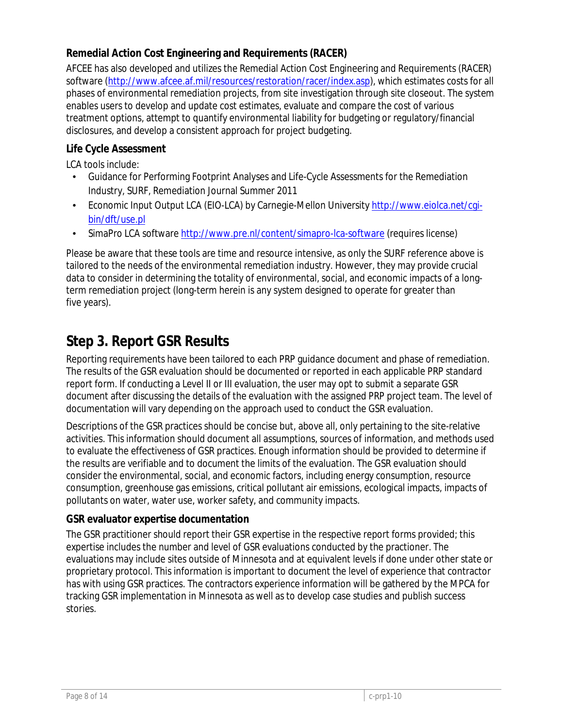### Remedial Action Cost Engineering and Requirements (RACER)

AFCEE has also developed and utilizes the Remedial Action Cost Engineering and Requirements (RACER) software (http://www.afcee.af.mil/resources/restoration/racer/index.asp), which estimates costs for all phases of environmental remediation projects, from site investigation through site closeout. The system enables users to develop and update cost estimates, evaluate and compare the cost of various treatment options, attempt to quantify environmental liability for budgeting or regulatory/financial disclosures, and develop a consistent approach for project budgeting.

### Life Cycle Assessment

LCA tools include:

- Guidance for Performing Footprint Analyses and Life-Cycle Assessments for the Remediation Industry, SURF, Remediation Journal Summer 2011
- Economic Input Output LCA (EIO-LCA) by Carnegie-Mellon University http://www.eiolca.net/cgi-bin/dft/use.pl
- SimaPro LCA software http://www.pre.nl/content/simapro-lca-software (requires license)

Please be aware that these tools are time and resource intensive, as only the SURF reference above is tailored to the needs of the environmental remediation industry. However, they may provide crucial data to consider in determining the totality of environmental, social, and economic impacts of a long-term remediation project (long-term herein is any system designed to operate for greater than five years).

## Step 3. Report GSR Results

Reporting requirements have been tailored to each PRP guidance document and phase of remediation. The results of the GSR evaluation should be documented or reported in each applicable PRP standard report form. If conducting a Level II or III evaluation, the user may opt to submit a separate GSR document after discussing the details of the evaluation with the assigned PRP project team. The level of documentation will vary depending on the approach used to conduct the GSR evaluation.

Descriptions of the GSR practices should be concise but, above all, only pertaining to the site-relative activities. This information should document all assumptions, sources of information, and methods used to evaluate the effectiveness of GSR practices. Enough information should be provided to determine if the results are verifiable and to document the limits of the evaluation. The GSR evaluation should consider the environmental, social, and economic factors, including energy consumption, resource consumption, greenhouse gas emissions, critical pollutant air emissions, ecological impacts, impacts of pollutants on water, water use, worker safety, and community impacts.

### GSR evaluator expertise documentation

The GSR practitioner should report their GSR expertise in the respective report forms provided; this expertise includes the number and level of GSR evaluations conducted by the practioner. The evaluations may include sites outside of Minnesota and at equivalent levels if done under other state or proprietary protocol. This information is important to document the level of experience that contractor has with using GSR practices. The contractors experience information will be gathered by the MPCA for tracking GSR implementation in Minnesota as well as to develop case studies and publish success stories.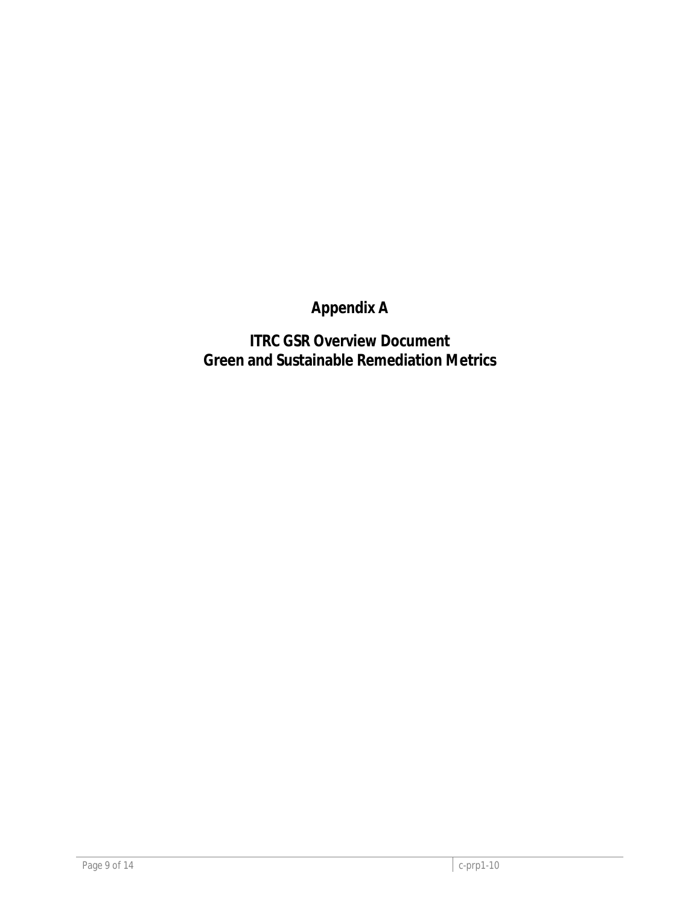# Appendix A

## ITRC GSR Overview Document
## Green and Sustainable Remediation Metrics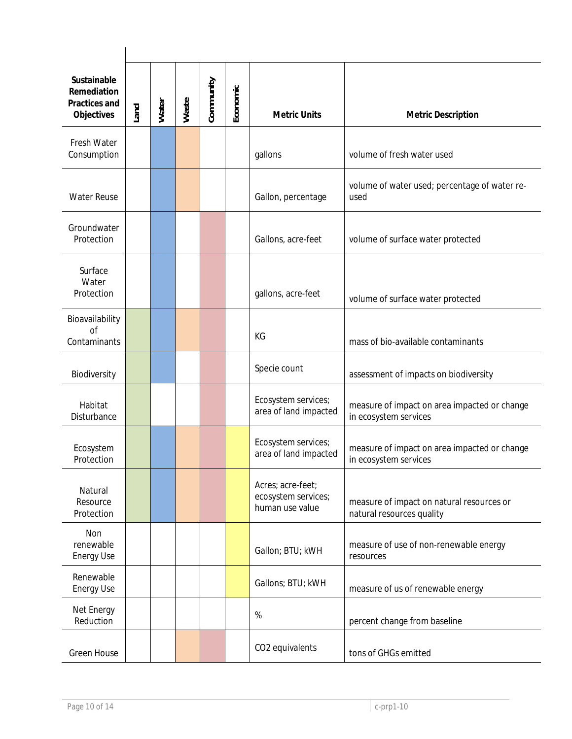| Sustainable Remediation Practices and Objectives | Land | Water | Waste | Community | Economic | Metric Units | Metric Description |
|---|---|---|---|---|---|---|---|
| Fresh Water Consumption | | X | X | | | gallons | volume of fresh water used |
| Water Reuse | | X | X | | | Gallon, percentage | volume of water used; percentage of water re-used |
| Groundwater Protection | | X | | X | | Gallons, acre-feet | volume of surface water protected |
| Surface Water Protection | | X | | X | | gallons, acre-feet | volume of surface water protected |
| Bioavailability of Contaminants | X | X | X | X | | KG | mass of bio-available contaminants |
| Biodiversity | X | X | | X | | Specie count | assessment of impacts on biodiversity |
| Habitat Disturbance | X | | | X | | Ecosystem services; area of land impacted | measure of impact on area impacted or change in ecosystem services |
| Ecosystem Protection | X | X | X | X | X | Ecosystem services; area of land impacted | measure of impact on area impacted or change in ecosystem services |
| Natural Resource Protection | X | X | X | X | X | Acres; acre-feet; ecosystem services; human use value | measure of impact on natural resources or natural resources quality |
| Non renewable Energy Use | | | | | X | Gallon; BTU; kWH | measure of use of non-renewable energy resources |
| Renewable Energy Use | | | | | X | Gallons; BTU; kWH | measure of us of renewable energy |
| Net Energy Reduction | | | | | | % | percent change from baseline |
| Green House | | | X | X | | CO2 equivalents | tons of GHGs emitted |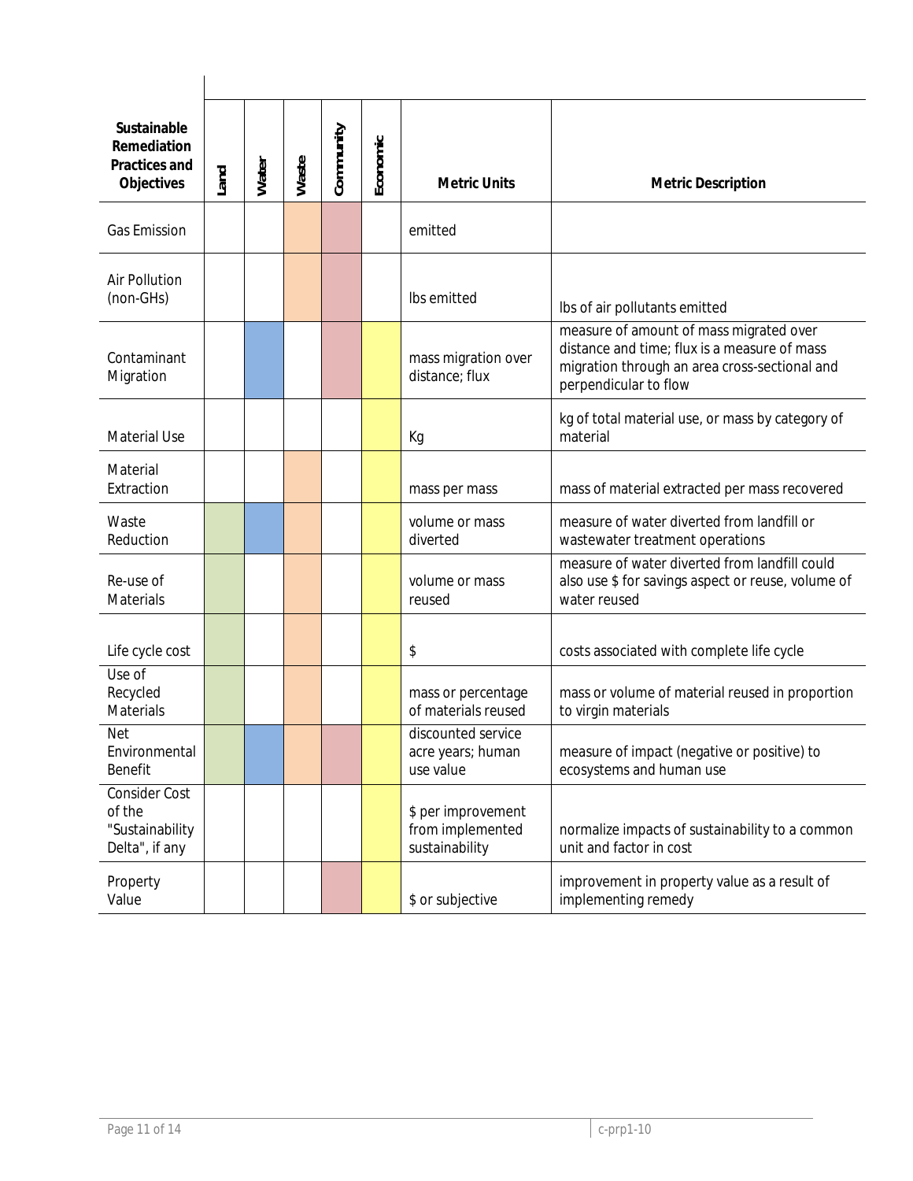| Sustainable Remediation Practices and Objectives | Land | Water | Waste | Community | Economic | Metric Units | Metric Description |
|---|---|---|---|---|---|---|---|
| Gas Emission | | | X | X | | emitted | |
| Air Pollution (non-GHs) | | | X | X | | lbs emitted | lbs of air pollutants emitted |
| Contaminant Migration | | X | | X | X | mass migration over distance; flux | measure of amount of mass migrated over distance and time; flux is a measure of mass migration through an area cross-sectional and perpendicular to flow |
| Material Use | | | | | X | Kg | kg of total material use, or mass by category of material |
| Material Extraction | | | X | | X | mass per mass | mass of material extracted per mass recovered |
| Waste Reduction | X | X | X | | X | volume or mass diverted | measure of water diverted from landfill or wastewater treatment operations |
| Re-use of Materials | X | | X | | X | volume or mass reused | measure of water diverted from landfill could also use $ for savings aspect or reuse, volume of water reused |
| Life cycle cost | X | | X | | X | $ | costs associated with complete life cycle |
| Use of Recycled Materials | X | | X | | X | mass or percentage of materials reused | mass or volume of material reused in proportion to virgin materials |
| Net Environmental Benefit | X | X | X | X | X | discounted service acre years; human use value | measure of impact (negative or positive) to ecosystems and human use |
| Consider Cost of the "Sustainability Delta", if any | | | | | X | $ per improvement from implemented sustainability | normalize impacts of sustainability to a common unit and factor in cost |
| Property Value | | | | X | X | $ or subjective | improvement in property value as a result of implementing remedy |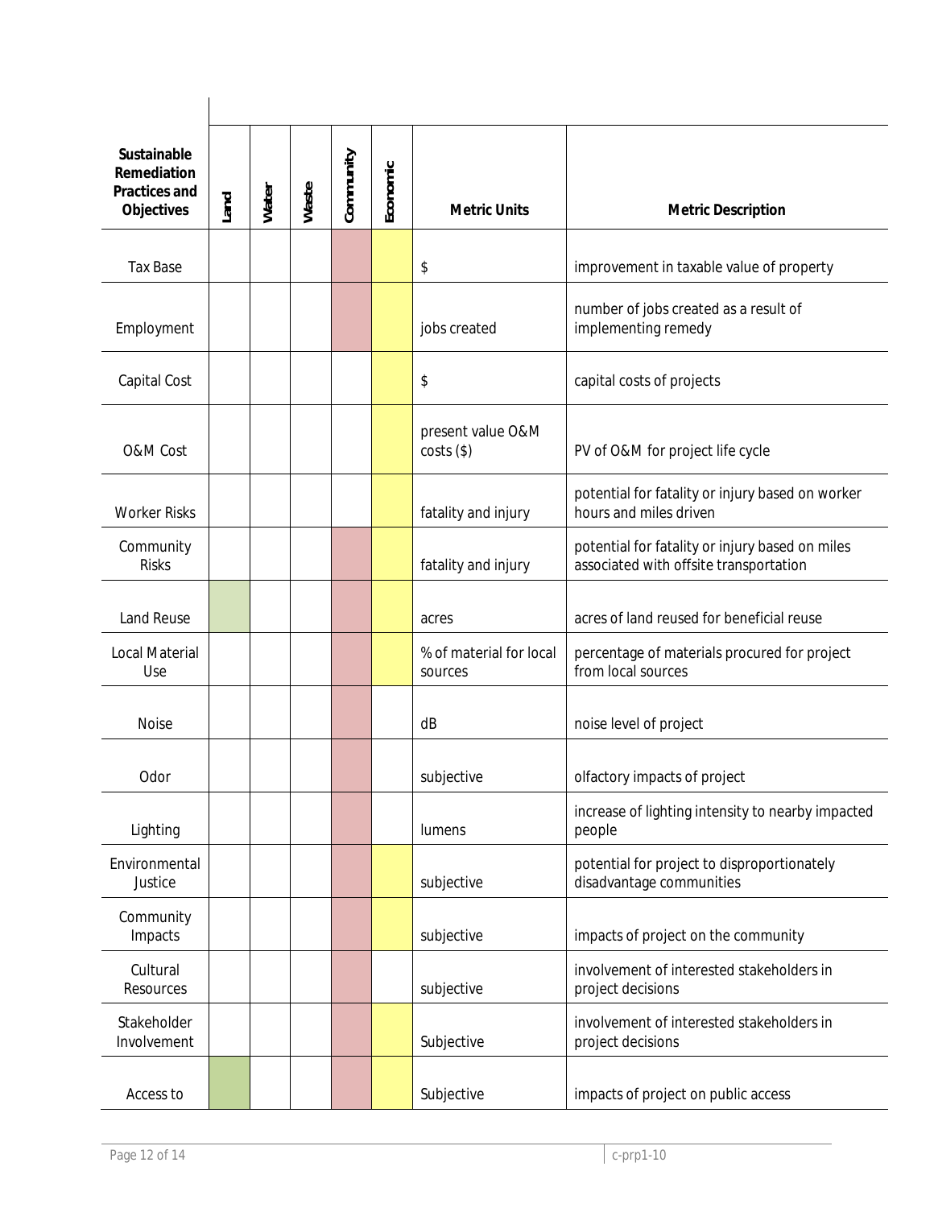| Sustainable Remediation Practices and Objectives | Land | Water | Waste | Community | Economic | Metric Units | Metric Description |
|---|---|---|---|---|---|---|---|
| Tax Base | | | | X | X | $ | improvement in taxable value of property |
| Employment | | | | X | X | jobs created | number of jobs created as a result of implementing remedy |
| Capital Cost | | | | | X | $ | capital costs of projects |
| O&M Cost | | | | | X | present value O&M costs ($) | PV of O&M for project life cycle |
| Worker Risks | | | | | X | fatality and injury | potential for fatality or injury based on worker hours and miles driven |
| Community Risks | | | | X | X | fatality and injury | potential for fatality or injury based on miles associated with offsite transportation |
| Land Reuse | X | | | X | X | acres | acres of land reused for beneficial reuse |
| Local Material Use | | | | X | X | % of material for local sources | percentage of materials procured for project from local sources |
| Noise | | | | X | | dB | noise level of project |
| Odor | | | | X | | subjective | olfactory impacts of project |
| Lighting | | | | X | | lumens | increase of lighting intensity to nearby impacted people |
| Environmental Justice | | | | X | X | subjective | potential for project to disproportionately disadvantage communities |
| Community Impacts | | | | X | X | subjective | impacts of project on the community |
| Cultural Resources | | | | X | | subjective | involvement of interested stakeholders in project decisions |
| Stakeholder Involvement | | | | X | X | Subjective | involvement of interested stakeholders in project decisions |
| Access to | X | | | X | X | Subjective | impacts of project on public access |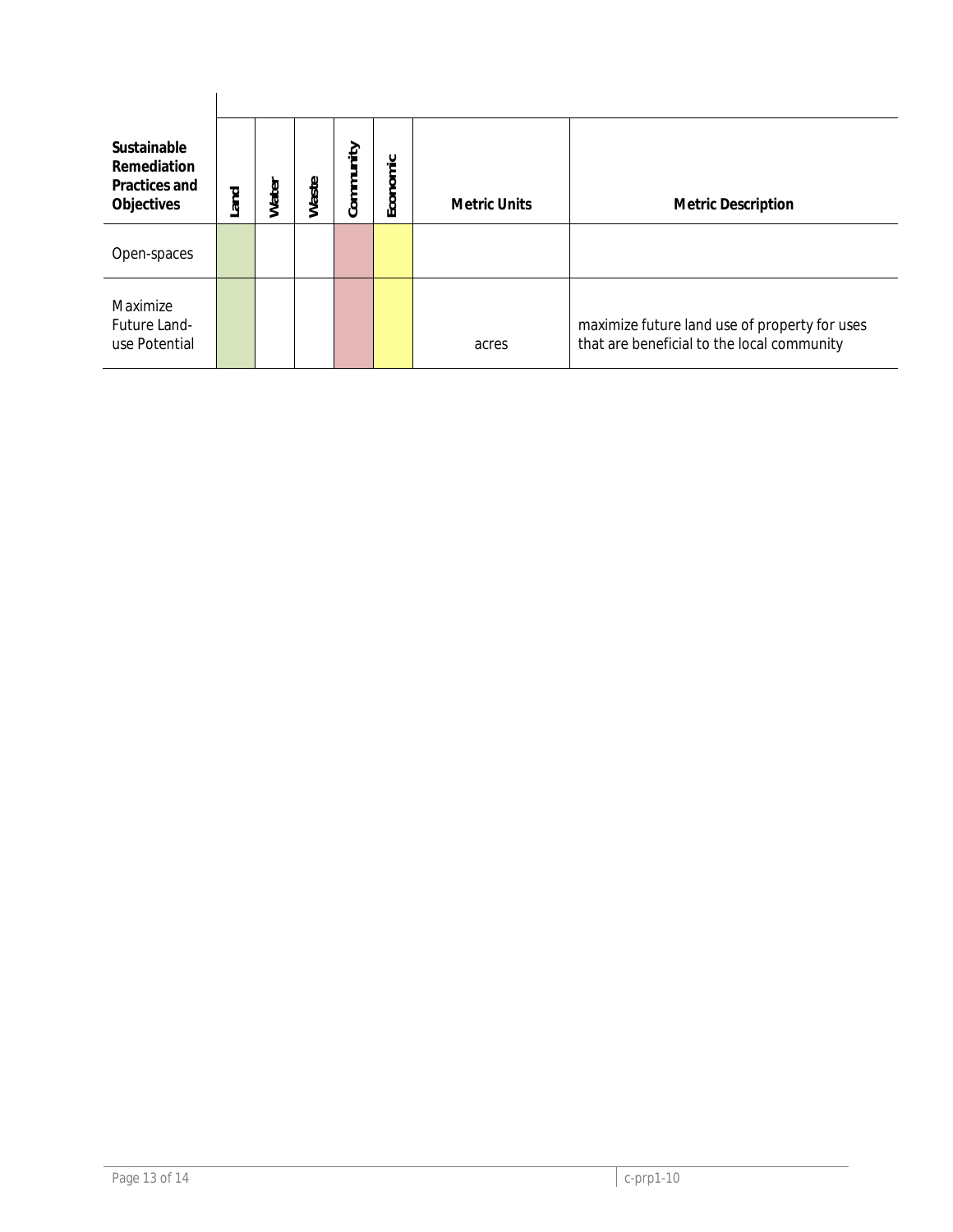| Sustainable Remediation Practices and Objectives | Land | Water | Waste | Community | Economic | Metric Units | Metric Description |
|---|---|---|---|---|---|---|---|
| Open-spaces | | | | | | | |
| Maximize Future Land-use Potential | | | | | | acres | maximize future land use of property for uses that are beneficial to the local community |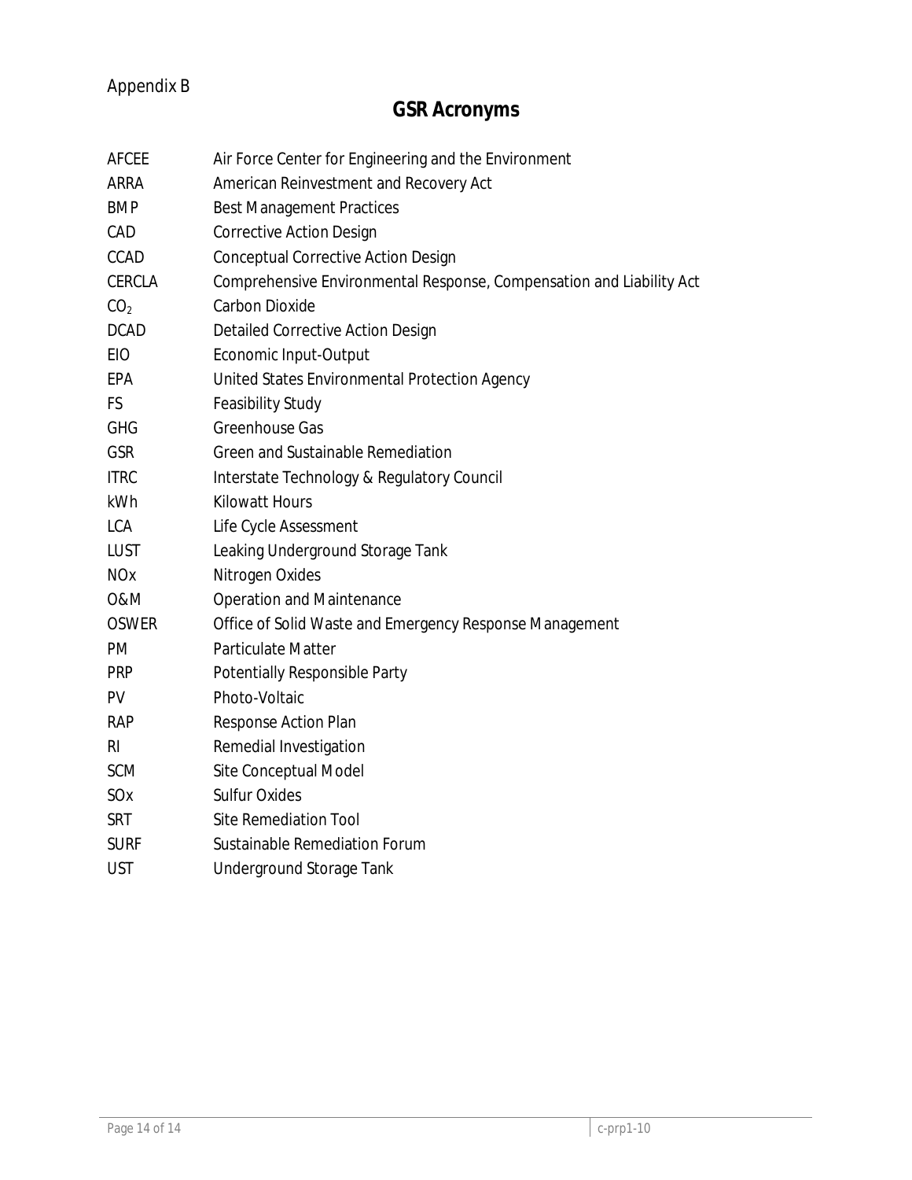Appendix B

# GSR Acronyms

| | |
|---|---|
| AFCEE | Air Force Center for Engineering and the Environment |
| ARRA | American Reinvestment and Recovery Act |
| BMP | Best Management Practices |
| CAD | Corrective Action Design |
| CCAD | Conceptual Corrective Action Design |
| CERCLA | Comprehensive Environmental Response, Compensation and Liability Act |
| $CO_2$ | Carbon Dioxide |
| DCAD | Detailed Corrective Action Design |
| EIO | Economic Input-Output |
| EPA | United States Environmental Protection Agency |
| FS | Feasibility Study |
| GHG | Greenhouse Gas |
| GSR | Green and Sustainable Remediation |
| ITRC | Interstate Technology & Regulatory Council |
| kWh | Kilowatt Hours |
| LCA | Life Cycle Assessment |
| LUST | Leaking Underground Storage Tank |
| NOx | Nitrogen Oxides |
| O&M | Operation and Maintenance |
| OSWER | Office of Solid Waste and Emergency Response Management |
| PM | Particulate Matter |
| PRP | Potentially Responsible Party |
| PV | Photo-Voltaic |
| RAP | Response Action Plan |
| RI | Remedial Investigation |
| SCM | Site Conceptual Model |
| SOx | Sulfur Oxides |
| SRT | Site Remediation Tool |
| SURF | Sustainable Remediation Forum |
| UST | Underground Storage Tank |